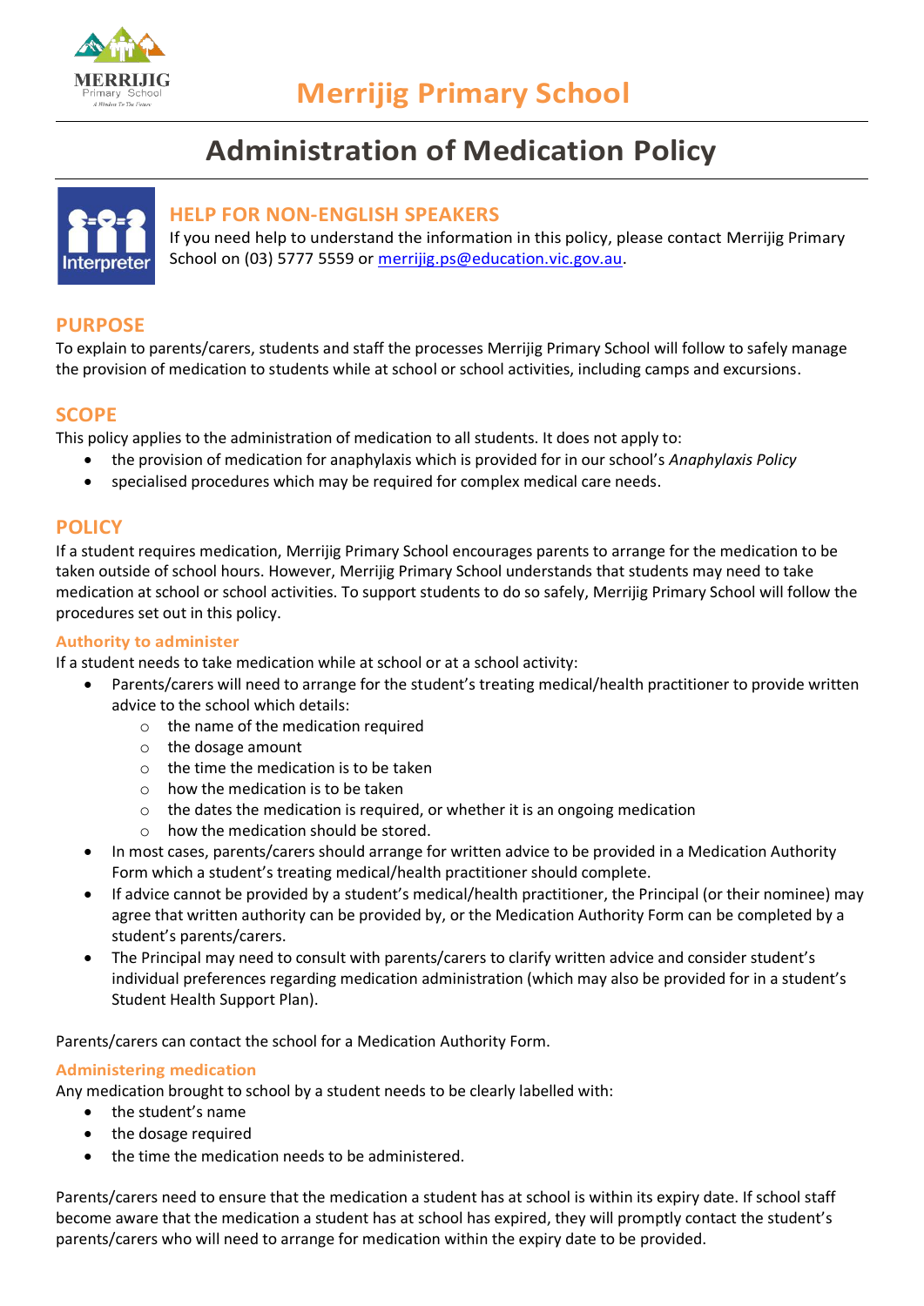# Merrijig Primary School

## Administration of Medication Policy

### HELP FOR NON-ENGLISH SPEAKERS

If you need help to understand the information in this policy, please contact Merrijig Primary School on (03) 5777 5559 or merrijig.ps@education.vic.gov.au.

## PURPOSE

To explain to parents/carers, students and staff the processes Merrijig Primary School will follow to safely manage the provision of medication to students while at school or school activities, including camps and excursions.

## SCOPE

This policy applies to the administration of medication to all students. It does not apply to:

- the provision of medication for anaphylaxis which is provided for in our school's *Anaphylaxis Policy*
- specialised procedures which may be required for complex medical care needs.

## POLICY

If a student requires medication, Merrijig Primary School encourages parents to arrange for the medication to be taken outside of school hours. However, Merrijig Primary School understands that students may need to take medication at school or school activities. To support students to do so safely, Merrijig Primary School will follow the procedures set out in this policy.

### Authority to administer

If a student needs to take medication while at school or at a school activity:

- Parents/carers will need to arrange for the student's treating medical/health practitioner to provide written advice to the school which details:
  - the name of the medication required
  - the dosage amount
  - the time the medication is to be taken
  - how the medication is to be taken
  - the dates the medication is required, or whether it is an ongoing medication
  - how the medication should be stored.
- In most cases, parents/carers should arrange for written advice to be provided in a Medication Authority Form which a student's treating medical/health practitioner should complete.
- If advice cannot be provided by a student's medical/health practitioner, the Principal (or their nominee) may agree that written authority can be provided by, or the Medication Authority Form can be completed by a student's parents/carers.
- The Principal may need to consult with parents/carers to clarify written advice and consider student's individual preferences regarding medication administration (which may also be provided for in a student's Student Health Support Plan).

Parents/carers can contact the school for a Medication Authority Form.

### Administering medication

Any medication brought to school by a student needs to be clearly labelled with:

- the student's name
- the dosage required
- the time the medication needs to be administered.

Parents/carers need to ensure that the medication a student has at school is within its expiry date. If school staff become aware that the medication a student has at school has expired, they will promptly contact the student's parents/carers who will need to arrange for medication within the expiry date to be provided.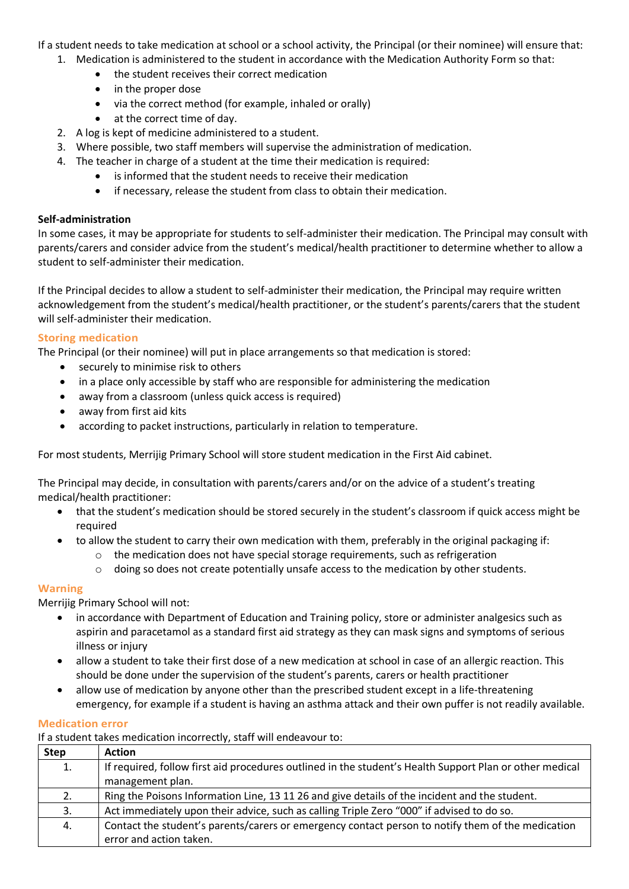If a student needs to take medication at school or a school activity, the Principal (or their nominee) will ensure that:

1. Medication is administered to the student in accordance with the Medication Authority Form so that:
   - the student receives their correct medication
   - in the proper dose
   - via the correct method (for example, inhaled or orally)
   - at the correct time of day.
2. A log is kept of medicine administered to a student.
3. Where possible, two staff members will supervise the administration of medication.
4. The teacher in charge of a student at the time their medication is required:
   - is informed that the student needs to receive their medication
   - if necessary, release the student from class to obtain their medication.

**Self-administration**

In some cases, it may be appropriate for students to self-administer their medication. The Principal may consult with parents/carers and consider advice from the student's medical/health practitioner to determine whether to allow a student to self-administer their medication.

If the Principal decides to allow a student to self-administer their medication, the Principal may require written acknowledgement from the student's medical/health practitioner, or the student's parents/carers that the student will self-administer their medication.

### Storing medication

The Principal (or their nominee) will put in place arrangements so that medication is stored:

- securely to minimise risk to others
- in a place only accessible by staff who are responsible for administering the medication
- away from a classroom (unless quick access is required)
- away from first aid kits
- according to packet instructions, particularly in relation to temperature.

For most students, Merrijig Primary School will store student medication in the First Aid cabinet.

The Principal may decide, in consultation with parents/carers and/or on the advice of a student's treating medical/health practitioner:

- that the student's medication should be stored securely in the student's classroom if quick access might be required
- to allow the student to carry their own medication with them, preferably in the original packaging if:
  - the medication does not have special storage requirements, such as refrigeration
  - doing so does not create potentially unsafe access to the medication by other students.

### Warning

Merrijig Primary School will not:

- in accordance with Department of Education and Training policy, store or administer analgesics such as aspirin and paracetamol as a standard first aid strategy as they can mask signs and symptoms of serious illness or injury
- allow a student to take their first dose of a new medication at school in case of an allergic reaction. This should be done under the supervision of the student's parents, carers or health practitioner
- allow use of medication by anyone other than the prescribed student except in a life-threatening emergency, for example if a student is having an asthma attack and their own puffer is not readily available.

### Medication error

If a student takes medication incorrectly, staff will endeavour to:

| Step | Action |
|---|---|
| 1. | If required, follow first aid procedures outlined in the student's Health Support Plan or other medical management plan. |
| 2. | Ring the Poisons Information Line, 13 11 26 and give details of the incident and the student. |
| 3. | Act immediately upon their advice, such as calling Triple Zero "000" if advised to do so. |
| 4. | Contact the student's parents/carers or emergency contact person to notify them of the medication error and action taken. |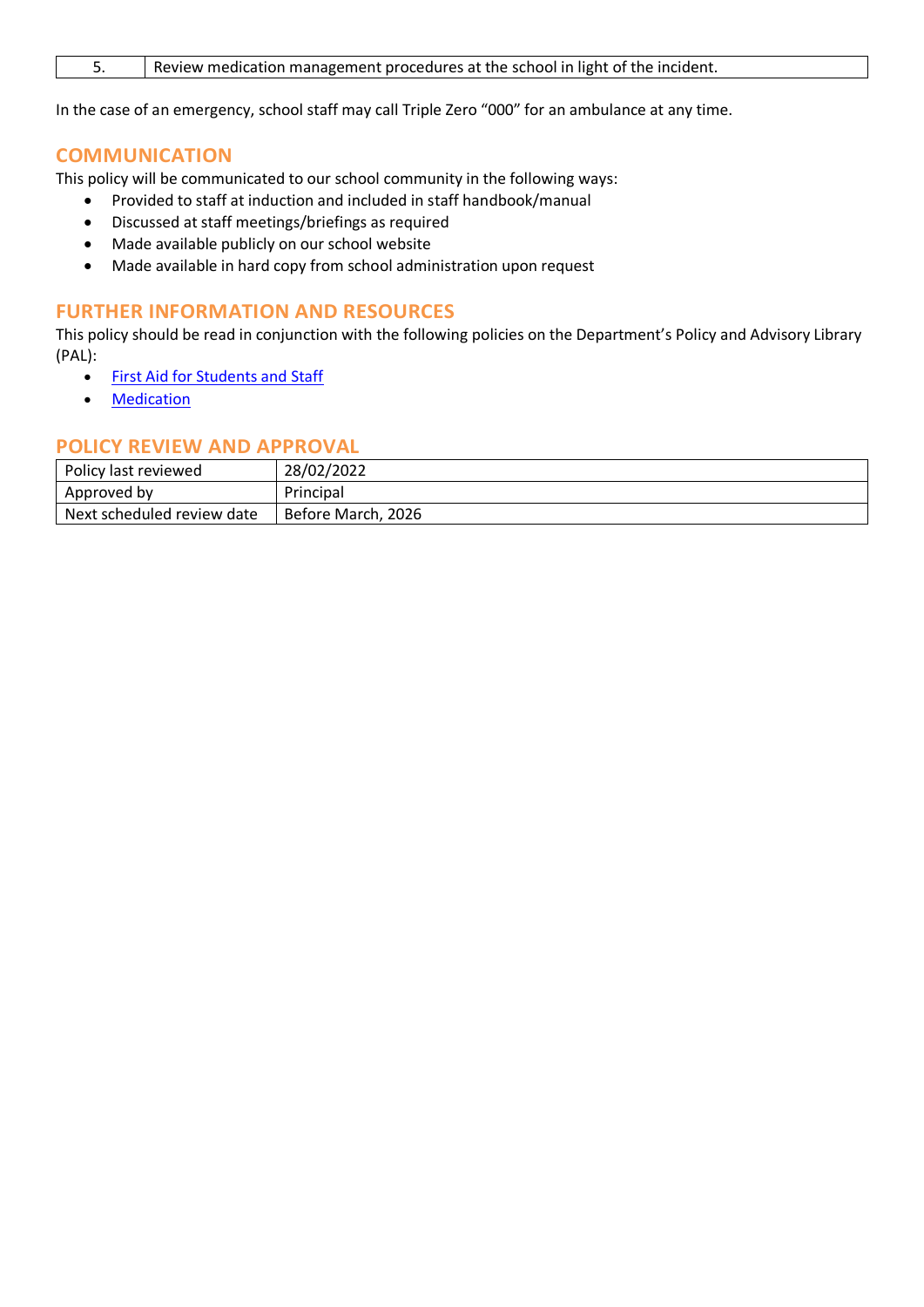| | |
|---|---|
| 5. | Review medication management procedures at the school in light of the incident. |

In the case of an emergency, school staff may call Triple Zero “000” for an ambulance at any time.

## COMMUNICATION

This policy will be communicated to our school community in the following ways:

- Provided to staff at induction and included in staff handbook/manual
- Discussed at staff meetings/briefings as required
- Made available publicly on our school website
- Made available in hard copy from school administration upon request

## FURTHER INFORMATION AND RESOURCES

This policy should be read in conjunction with the following policies on the Department’s Policy and Advisory Library (PAL):

- First Aid for Students and Staff
- Medication

## POLICY REVIEW AND APPROVAL

| | |
|---|---|
| Policy last reviewed | 28/02/2022 |
| Approved by | Principal |
| Next scheduled review date | Before March, 2026 |